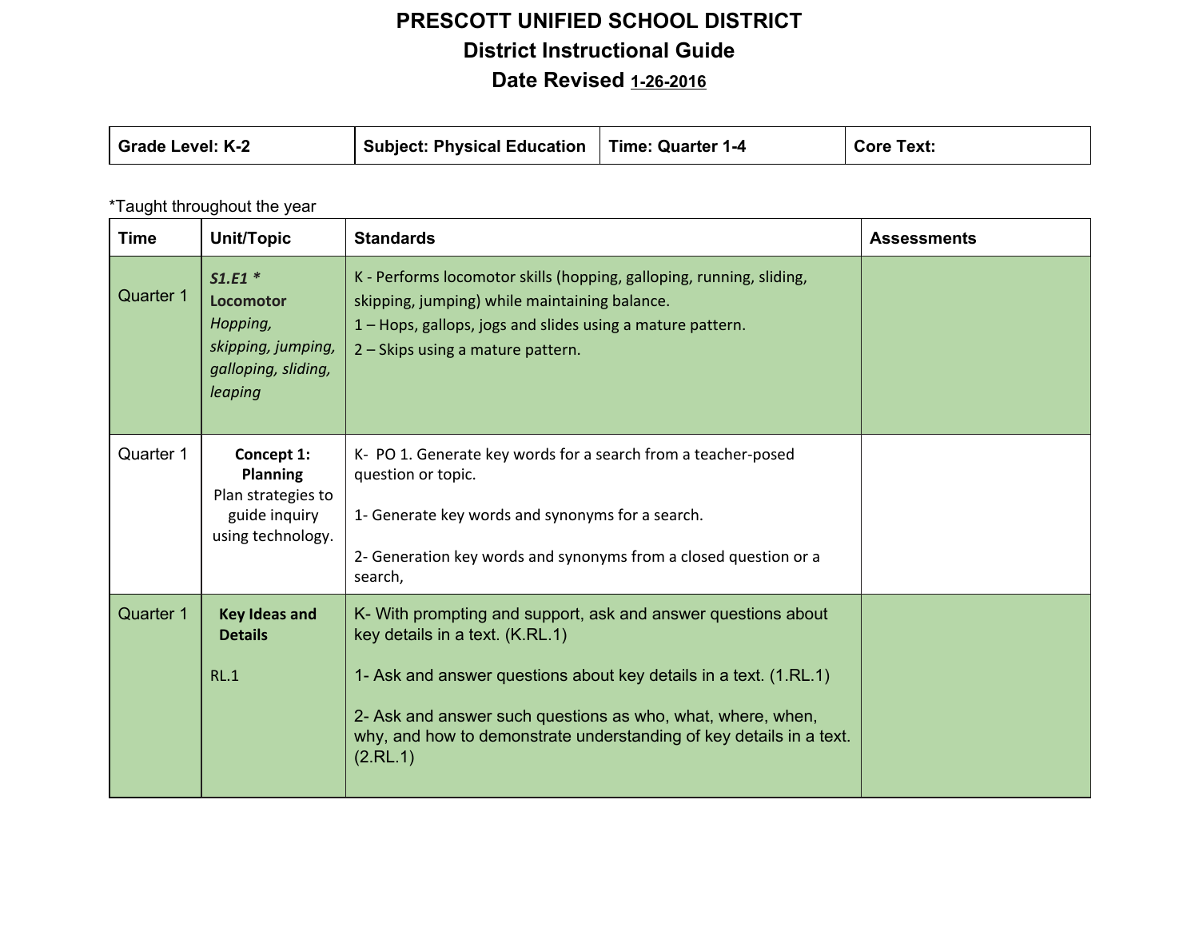# PRESCOTT UNIFIED SCHOOL DISTRICT

## District Instructional Guide

### Date Revised 1-26-2016

| Grade Level: K-2 | Subject: Physical Education | Time: Quarter 1-4 | Core Text: |
|---|---|---|---|

*Taught throughout the year

| Time | Unit/Topic | Standards | Assessments |
|---|---|---|---|
| Quarter 1 | ***S1.E1 **** **Locomotor** *Hopping, skipping, jumping, galloping, sliding, leaping* | K - Performs locomotor skills (hopping, galloping, running, sliding, skipping, jumping) while maintaining balance.<br>1 – Hops, gallops, jogs and slides using a mature pattern.<br>2 – Skips using a mature pattern. | |
| Quarter 1 | **Concept 1: Planning** Plan strategies to guide inquiry using technology. | K- PO 1. Generate key words for a search from a teacher-posed question or topic.<br><br>1- Generate key words and synonyms for a search.<br><br>2- Generation key words and synonyms from a closed question or a search, | |
| Quarter 1 | **Key Ideas and Details**<br><br>RL.1 | K- With prompting and support, ask and answer questions about key details in a text. (K.RL.1)<br><br>1- Ask and answer questions about key details in a text. (1.RL.1)<br><br>2- Ask and answer such questions as who, what, where, when, why, and how to demonstrate understanding of key details in a text. (2.RL.1) | |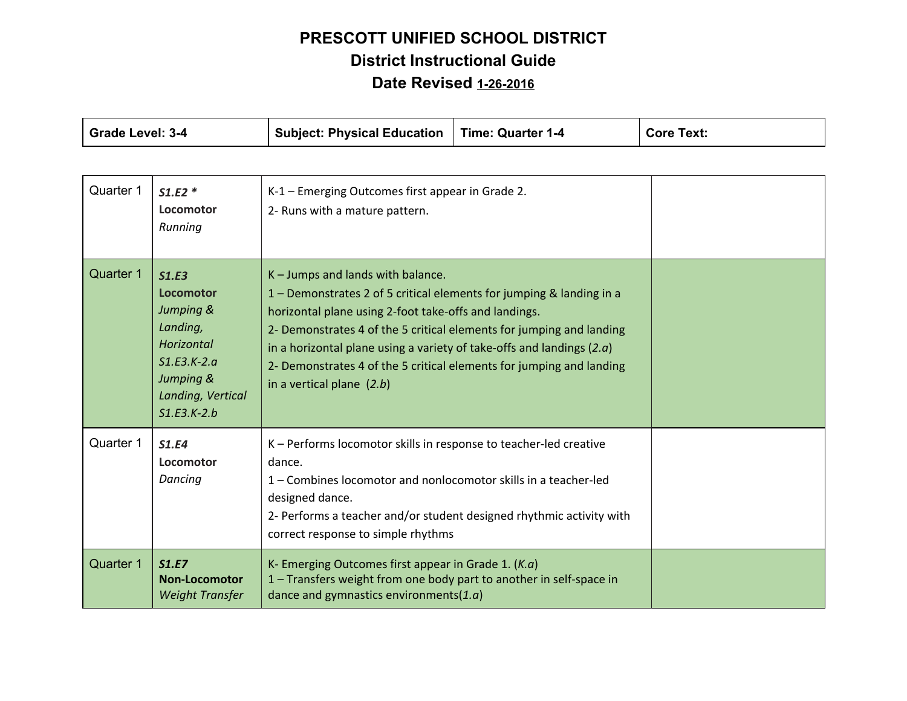# PRESCOTT UNIFIED SCHOOL DISTRICT

## District Instructional Guide

### Date Revised 1-26-2016

| Grade Level: 3-4 | Subject: Physical Education | Time: Quarter 1-4 | Core Text: |
|---|---|---|---|

| | | | |
|---|---|---|---|
| Quarter 1 | ***S1.E2 \**** **Locomotor** *Running* | K-1 – Emerging Outcomes first appear in Grade 2.<br>2- Runs with a mature pattern. | |
| Quarter 1 | ***S1.E3*** **Locomotor** *Jumping & Landing, Horizontal S1.E3.K-2.a Jumping & Landing, Vertical S1.E3.K-2.b* | K – Jumps and lands with balance.<br>1 – Demonstrates 2 of 5 critical elements for jumping & landing in a horizontal plane using 2-foot take-offs and landings.<br>2- Demonstrates 4 of the 5 critical elements for jumping and landing in a horizontal plane using a variety of take-offs and landings (*2.a*)<br>2- Demonstrates 4 of the 5 critical elements for jumping and landing in a vertical plane (*2.b*) | |
| Quarter 1 | ***S1.E4*** **Locomotor** *Dancing* | K – Performs locomotor skills in response to teacher-led creative dance.<br>1 – Combines locomotor and nonlocomotor skills in a teacher-led designed dance.<br>2- Performs a teacher and/or student designed rhythmic activity with correct response to simple rhythms | |
| Quarter 1 | ***S1.E7*** **Non-Locomotor** *Weight Transfer* | K- Emerging Outcomes first appear in Grade 1. (*K.a*)<br>1 – Transfers weight from one body part to another in self-space in dance and gymnastics environments(*1.a*) | |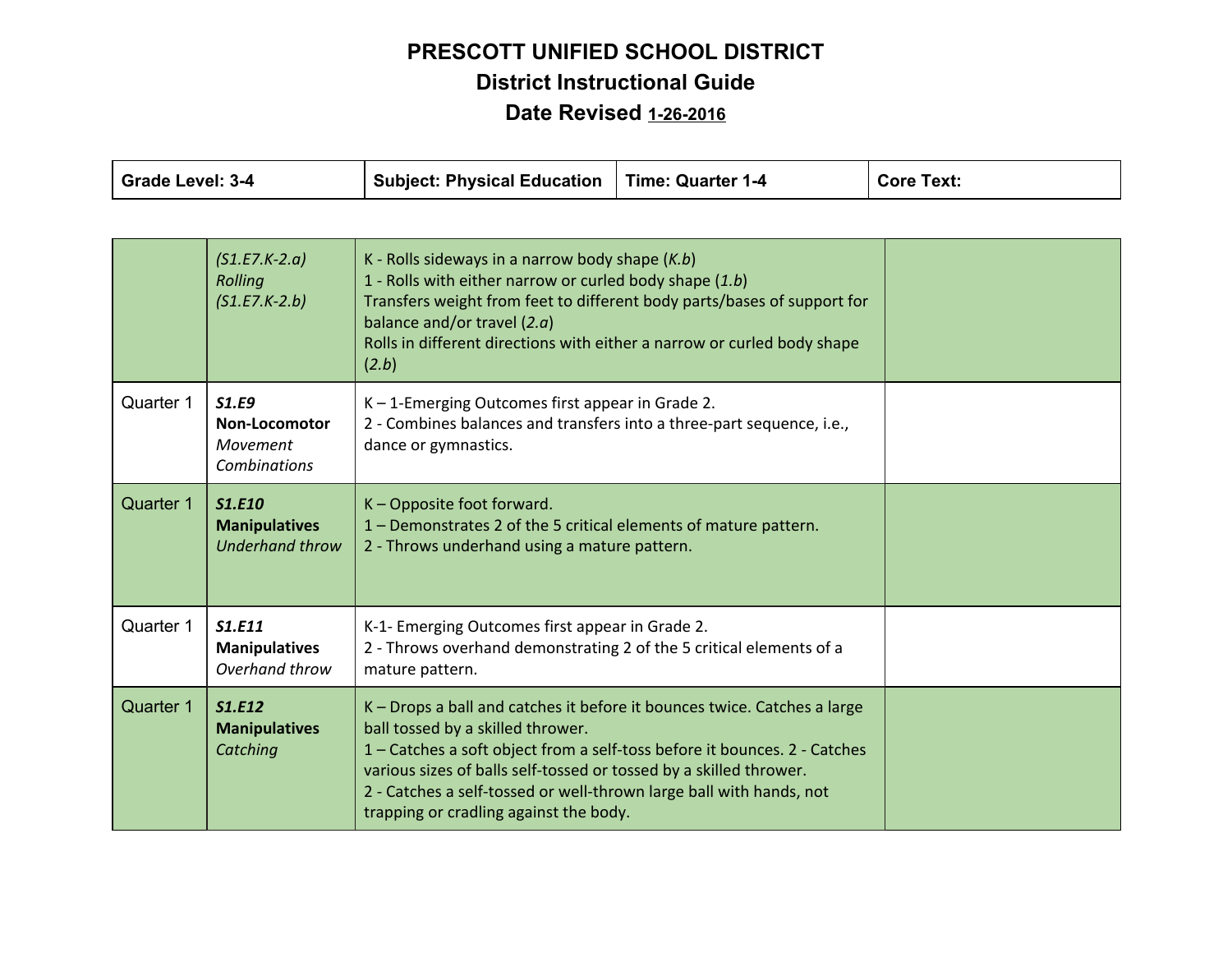# PRESCOTT UNIFIED SCHOOL DISTRICT

## District Instructional Guide

## Date Revised 1-26-2016

| Grade Level: 3-4 | Subject: Physical Education | Time: Quarter 1-4 | Core Text: |
|---|---|---|---|

| | | | |
|---|---|---|---|
| | *(S1.E7.K-2.a)* *Rolling* *(S1.E7.K-2.b)* | K - Rolls sideways in a narrow body shape (*K.b*)<br>1 - Rolls with either narrow or curled body shape (*1.b*)<br>Transfers weight from feet to different body parts/bases of support for balance and/or travel (*2.a*)<br>Rolls in different directions with either a narrow or curled body shape (*2.b*) | |
| Quarter 1 | ***S1.E9*** **Non-Locomotor** *Movement Combinations* | K – 1-Emerging Outcomes first appear in Grade 2.<br>2 - Combines balances and transfers into a three-part sequence, i.e., dance or gymnastics. | |
| Quarter 1 | ***S1.E10*** **Manipulatives** *Underhand throw* | K – Opposite foot forward.<br>1 – Demonstrates 2 of the 5 critical elements of mature pattern.<br>2 - Throws underhand using a mature pattern. | |
| Quarter 1 | ***S1.E11*** **Manipulatives** *Overhand throw* | K-1- Emerging Outcomes first appear in Grade 2.<br>2 - Throws overhand demonstrating 2 of the 5 critical elements of a mature pattern. | |
| Quarter 1 | ***S1.E12*** **Manipulatives** *Catching* | K – Drops a ball and catches it before it bounces twice. Catches a large ball tossed by a skilled thrower.<br>1 – Catches a soft object from a self-toss before it bounces. 2 - Catches various sizes of balls self-tossed or tossed by a skilled thrower.<br>2 - Catches a self-tossed or well-thrown large ball with hands, not trapping or cradling against the body. | |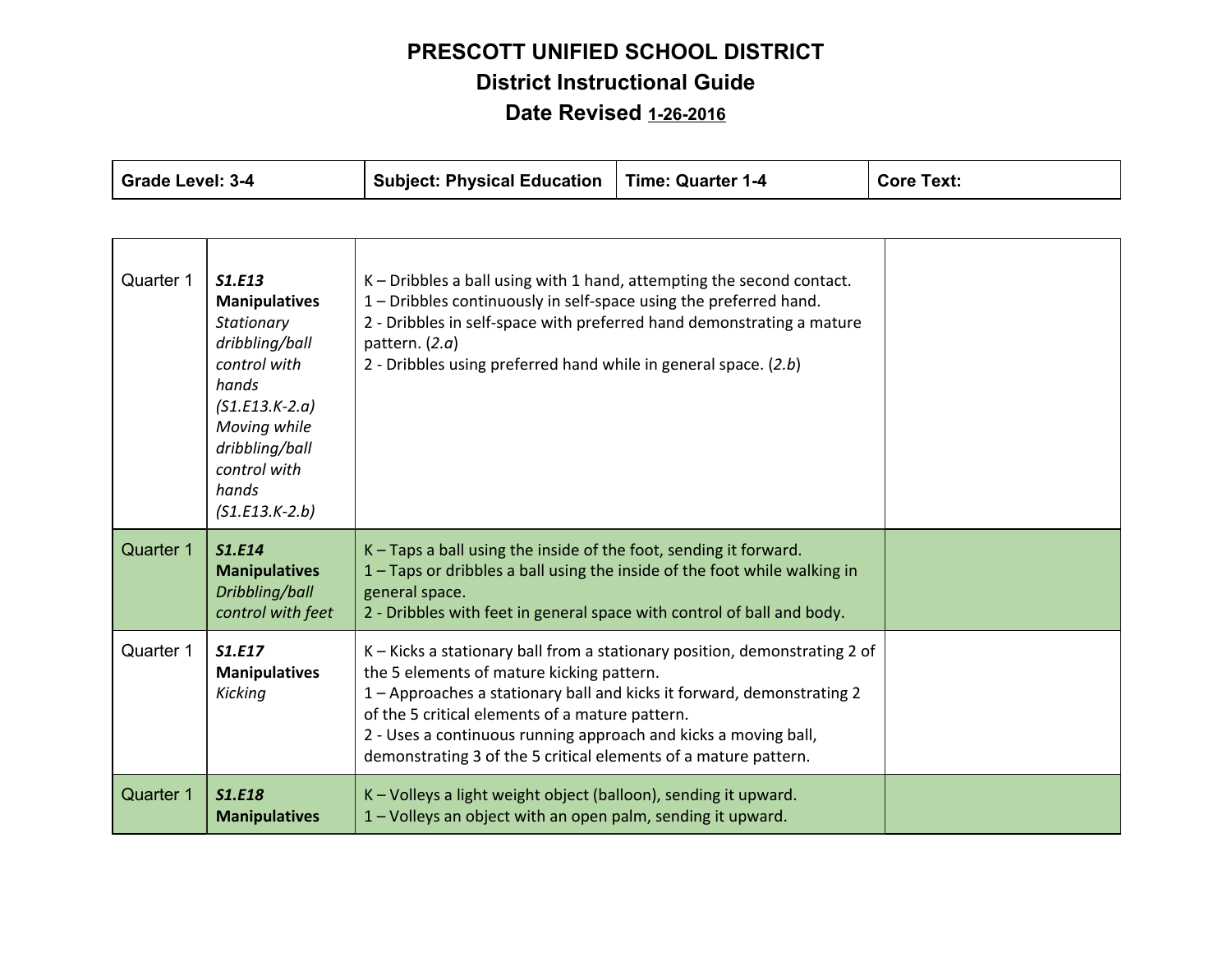# PRESCOTT UNIFIED SCHOOL DISTRICT

## District Instructional Guide

### Date Revised 1-26-2016

| Grade Level: 3-4 | Subject: Physical Education | Time: Quarter 1-4 | Core Text: |
|---|---|---|---|

| | | | |
|---|---|---|---|
| Quarter 1 | ***S1.E13*** **Manipulatives** *Stationary dribbling/ball control with hands (S1.E13.K-2.a) Moving while dribbling/ball control with hands (S1.E13.K-2.b)* | K – Dribbles a ball using with 1 hand, attempting the second contact.<br>1 – Dribbles continuously in self-space using the preferred hand.<br>2 - Dribbles in self-space with preferred hand demonstrating a mature pattern. (*2.a*)<br>2 - Dribbles using preferred hand while in general space. (*2.b*) | |
| Quarter 1 | ***S1.E14*** **Manipulatives** *Dribbling/ball control with feet* | K – Taps a ball using the inside of the foot, sending it forward.<br>1 – Taps or dribbles a ball using the inside of the foot while walking in general space.<br>2 - Dribbles with feet in general space with control of ball and body. | |
| Quarter 1 | ***S1.E17*** **Manipulatives** *Kicking* | K – Kicks a stationary ball from a stationary position, demonstrating 2 of the 5 elements of mature kicking pattern.<br>1 – Approaches a stationary ball and kicks it forward, demonstrating 2 of the 5 critical elements of a mature pattern.<br>2 - Uses a continuous running approach and kicks a moving ball, demonstrating 3 of the 5 critical elements of a mature pattern. | |
| Quarter 1 | ***S1.E18*** **Manipulatives** | K – Volleys a light weight object (balloon), sending it upward.<br>1 – Volleys an object with an open palm, sending it upward. | |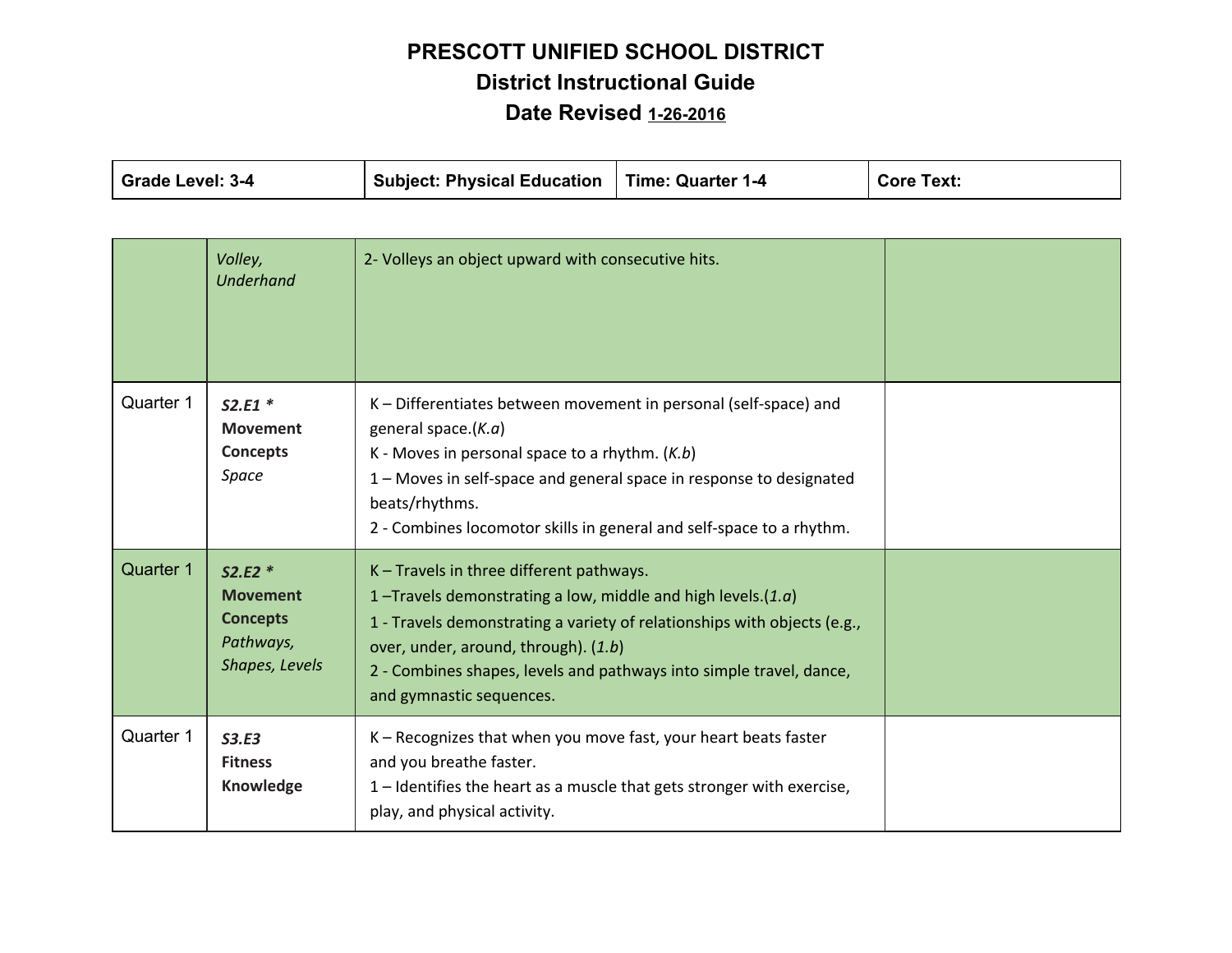# PRESCOTT UNIFIED SCHOOL DISTRICT
## District Instructional Guide
### Date Revised 1-26-2016

| Grade Level: 3-4 | Subject: Physical Education | Time: Quarter 1-4 | Core Text: |
|---|---|---|---|

| | | | |
|---|---|---|---|
| | *Volley, Underhand* | 2- Volleys an object upward with consecutive hits. | |
| Quarter 1 | ***S2.E1 **** **Movement Concepts** *Space* | K – Differentiates between movement in personal (self-space) and general space.(*K.a*)<br>K - Moves in personal space to a rhythm. (*K.b*)<br>1 – Moves in self-space and general space in response to designated beats/rhythms.<br>2 - Combines locomotor skills in general and self-space to a rhythm. | |
| Quarter 1 | ***S2.E2 **** **Movement Concepts** *Pathways, Shapes, Levels* | K – Travels in three different pathways.<br>1 –Travels demonstrating a low, middle and high levels.(*1.a*)<br>1 - Travels demonstrating a variety of relationships with objects (e.g., over, under, around, through). (*1.b*)<br>2 - Combines shapes, levels and pathways into simple travel, dance, and gymnastic sequences. | |
| Quarter 1 | ***S3.E3*** **Fitness Knowledge** | K – Recognizes that when you move fast, your heart beats faster and you breathe faster.<br>1 – Identifies the heart as a muscle that gets stronger with exercise, play, and physical activity. | |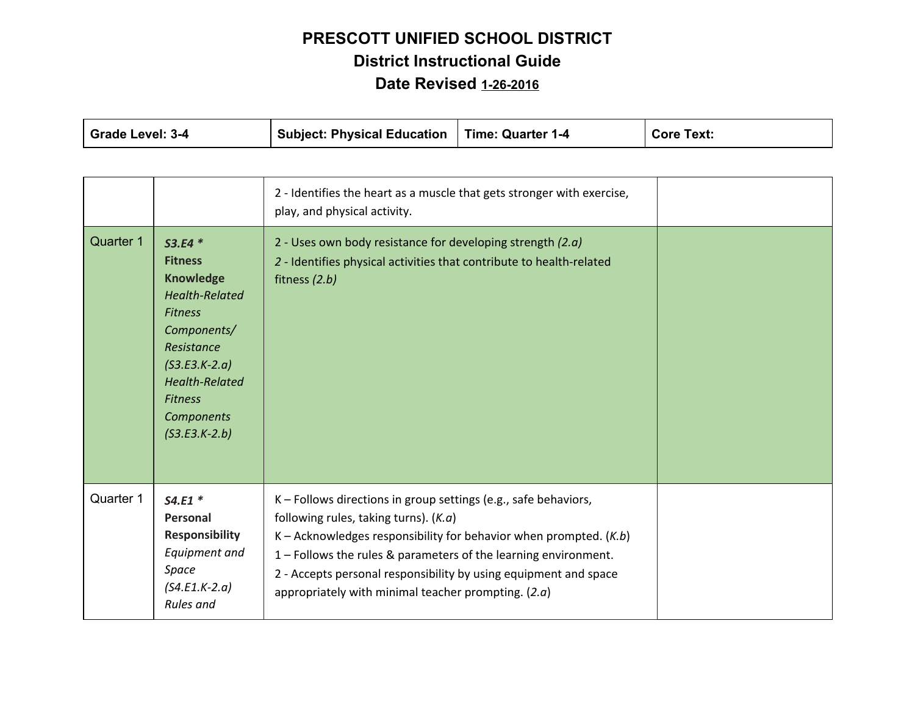# PRESCOTT UNIFIED SCHOOL DISTRICT

## District Instructional Guide

### Date Revised 1-26-2016

| Grade Level: 3-4 | Subject: Physical Education | Time: Quarter 1-4 | Core Text: |
|---|---|---|---|

| | | | |
|---|---|---|---|
| | | 2 - Identifies the heart as a muscle that gets stronger with exercise, play, and physical activity. | |
| Quarter 1 | ***S3.E4 **** **Fitness Knowledge** *Health-Related Fitness Components/ Resistance (S3.E3.K-2.a)* *Health-Related Fitness Components (S3.E3.K-2.b)* | 2 - Uses own body resistance for developing strength *(2.a)*<br>*2* - Identifies physical activities that contribute to health-related fitness *(2.b)* | |
| Quarter 1 | ***S4.E1 **** **Personal Responsibility** *Equipment and Space (S4.E1.K-2.a)* *Rules and* | K – Follows directions in group settings (e.g., safe behaviors, following rules, taking turns). (*K.a*)<br>K – Acknowledges responsibility for behavior when prompted. (*K.b*)<br>1 – Follows the rules & parameters of the learning environment.<br>2 - Accepts personal responsibility by using equipment and space appropriately with minimal teacher prompting. (*2.a*) | |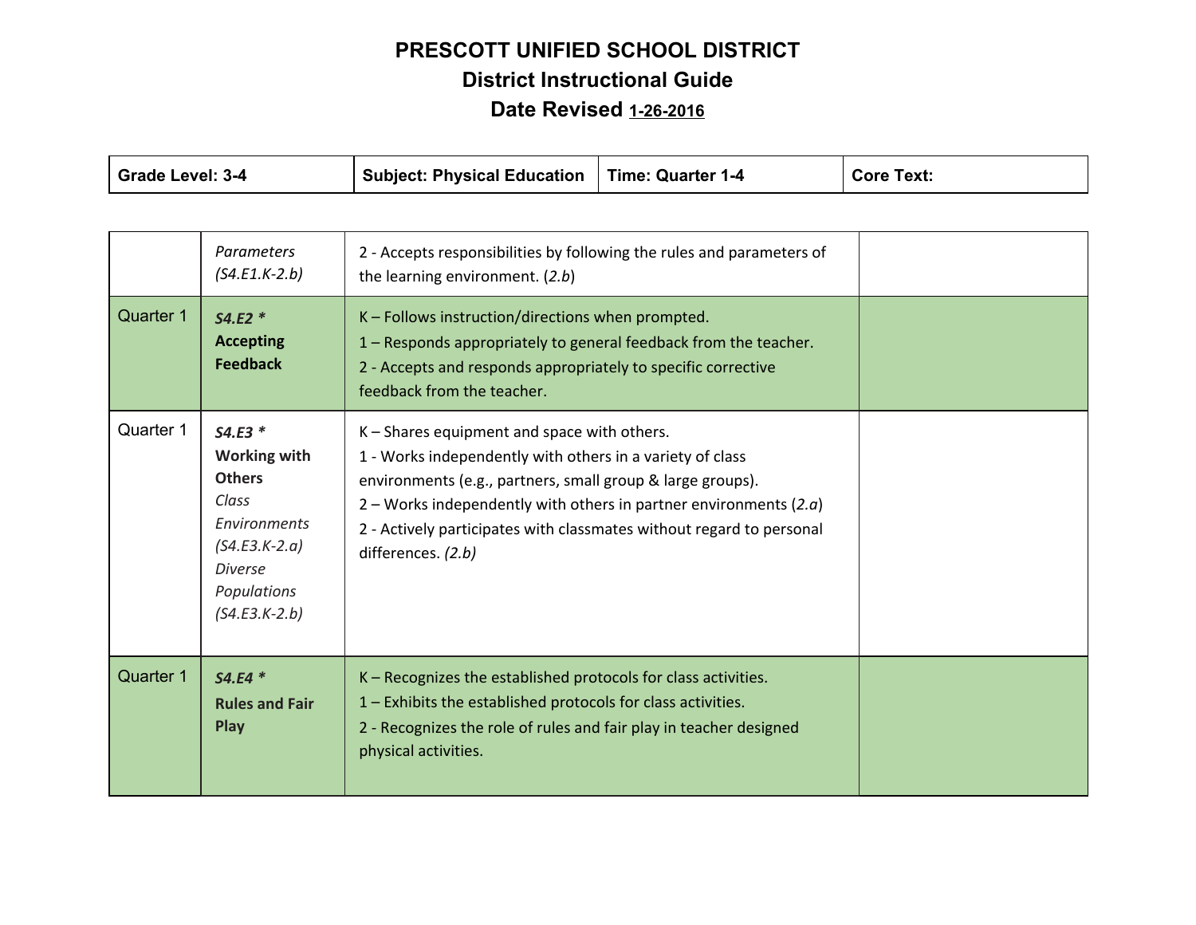# PRESCOTT UNIFIED SCHOOL DISTRICT
## District Instructional Guide
### Date Revised 1-26-2016

| Grade Level: 3-4 | Subject: Physical Education | Time: Quarter 1-4 | Core Text: |
|---|---|---|---|

| | | | |
|---|---|---|---|
| | *Parameters (S4.E1.K-2.b)* | 2 - Accepts responsibilities by following the rules and parameters of the learning environment. (*2.b*) | |
| Quarter 1 | ***S4.E2 \**** **Accepting Feedback** | K – Follows instruction/directions when prompted.<br>1 – Responds appropriately to general feedback from the teacher.<br>2 - Accepts and responds appropriately to specific corrective feedback from the teacher. | |
| Quarter 1 | ***S4.E3 \**** **Working with Others** *Class Environments (S4.E3.K-2.a)* *Diverse Populations (S4.E3.K-2.b)* | K – Shares equipment and space with others.<br>1 - Works independently with others in a variety of class environments (e.g., partners, small group & large groups).<br>2 – Works independently with others in partner environments (*2.a*)<br>2 - Actively participates with classmates without regard to personal differences. *(2.b)* | |
| Quarter 1 | ***S4.E4 \**** **Rules and Fair Play** | K – Recognizes the established protocols for class activities.<br>1 – Exhibits the established protocols for class activities.<br>2 - Recognizes the role of rules and fair play in teacher designed physical activities. | |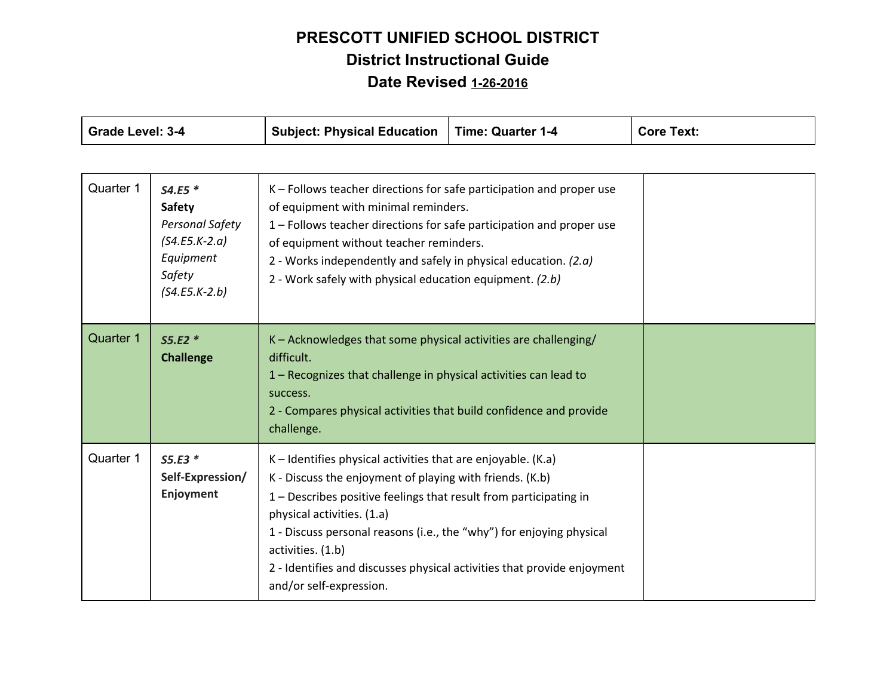# PRESCOTT UNIFIED SCHOOL DISTRICT

## District Instructional Guide

## Date Revised 1-26-2016

| Grade Level: 3-4 | Subject: Physical Education | Time: Quarter 1-4 | Core Text: |
|---|---|---|---|

| | | | |
|---|---|---|---|
| Quarter 1 | ***S4.E5 **** <br> **Safety** <br> *Personal Safety (S4.E5.K-2.a)* <br> *Equipment Safety (S4.E5.K-2.b)* | K – Follows teacher directions for safe participation and proper use of equipment with minimal reminders. <br> 1 – Follows teacher directions for safe participation and proper use of equipment without teacher reminders. <br> 2 - Works independently and safely in physical education. *(2.a)* <br> 2 - Work safely with physical education equipment. *(2.b)* | |
| Quarter 1 | ***S5.E2 **** <br> **Challenge** | K – Acknowledges that some physical activities are challenging/ difficult. <br> 1 – Recognizes that challenge in physical activities can lead to success. <br> 2 - Compares physical activities that build confidence and provide challenge. | |
| Quarter 1 | ***S5.E3 **** <br> **Self-Expression/ Enjoyment** | K – Identifies physical activities that are enjoyable. (K.a) <br> K - Discuss the enjoyment of playing with friends. (K.b) <br> 1 – Describes positive feelings that result from participating in physical activities. (1.a) <br> 1 - Discuss personal reasons (i.e., the "why") for enjoying physical activities. (1.b) <br> 2 - Identifies and discusses physical activities that provide enjoyment and/or self-expression. | |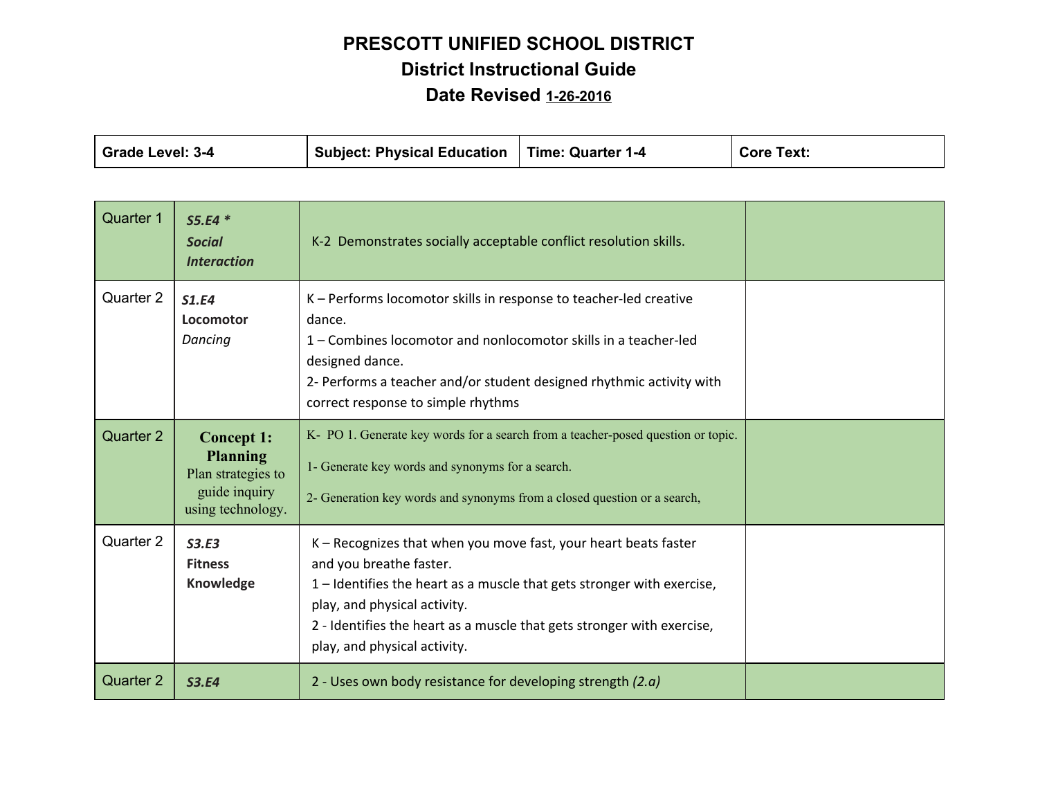# PRESCOTT UNIFIED SCHOOL DISTRICT

## District Instructional Guide

### Date Revised 1-26-2016

| Grade Level: 3-4 | Subject: Physical Education | Time: Quarter 1-4 | Core Text: |
|---|---|---|---|

| | | | |
|---|---|---|---|
| Quarter 1 | ***S5.E4 **** ***Social Interaction*** | K-2 Demonstrates socially acceptable conflict resolution skills. | |
| Quarter 2 | ***S1.E4*** **Locomotor** *Dancing* | K – Performs locomotor skills in response to teacher-led creative dance.<br>1 – Combines locomotor and nonlocomotor skills in a teacher-led designed dance.<br>2- Performs a teacher and/or student designed rhythmic activity with correct response to simple rhythms | |
| Quarter 2 | **Concept 1: Planning** Plan strategies to guide inquiry using technology. | K- PO 1. Generate key words for a search from a teacher-posed question or topic.<br>1- Generate key words and synonyms for a search.<br>2- Generation key words and synonyms from a closed question or a search, | |
| Quarter 2 | ***S3.E3*** **Fitness Knowledge** | K – Recognizes that when you move fast, your heart beats faster and you breathe faster.<br>1 – Identifies the heart as a muscle that gets stronger with exercise, play, and physical activity.<br>2 - Identifies the heart as a muscle that gets stronger with exercise, play, and physical activity. | |
| Quarter 2 | ***S3.E4*** | 2 - Uses own body resistance for developing strength *(2.a)* | |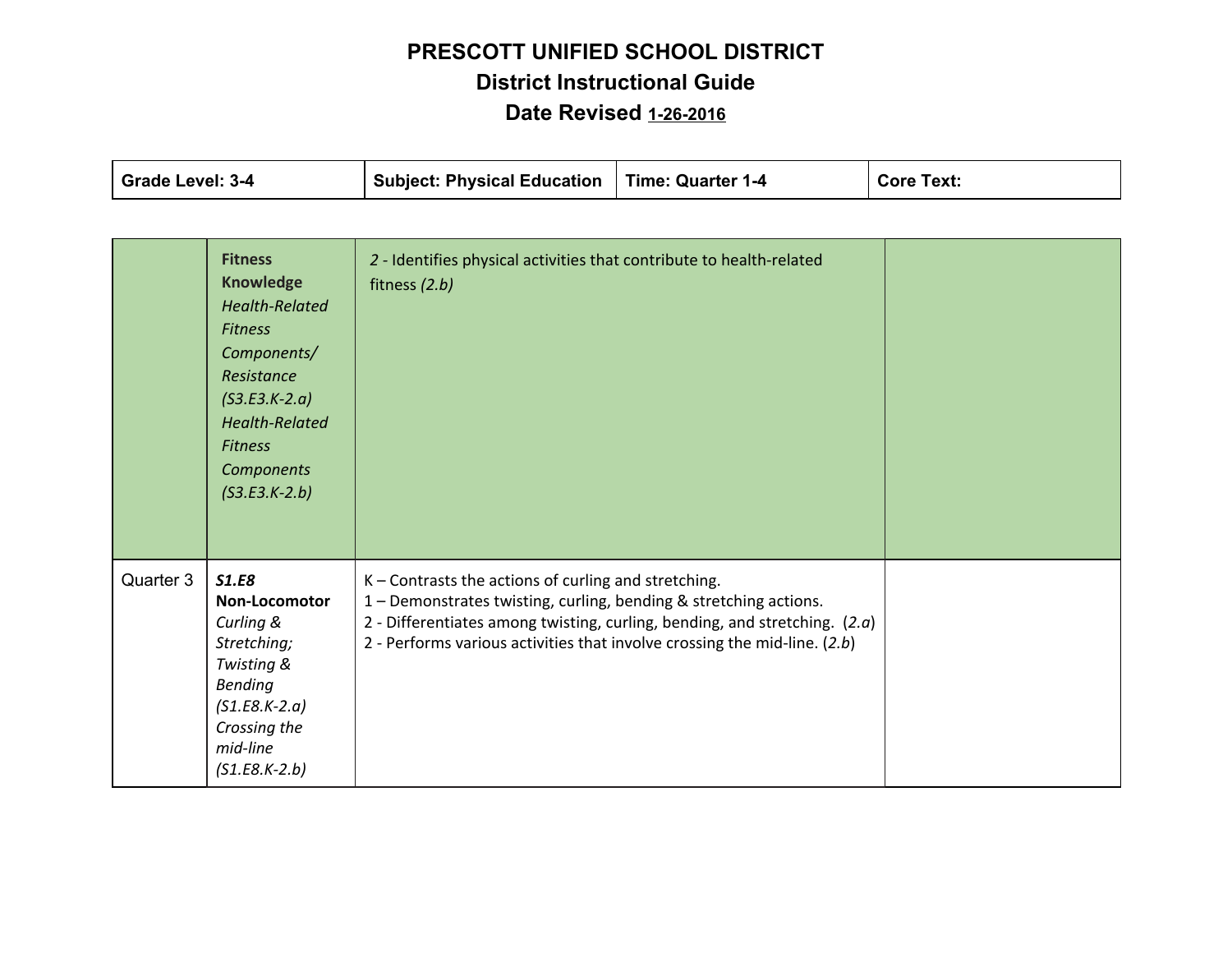# PRESCOTT UNIFIED SCHOOL DISTRICT

## District Instructional Guide

### Date Revised 1-26-2016

| Grade Level: 3-4 | Subject: Physical Education | Time: Quarter 1-4 | Core Text: |
|---|---|---|---|

| | | | |
|---|---|---|---|
| | **Fitness Knowledge** *Health-Related Fitness Components/ Resistance (S3.E3.K-2.a)* *Health-Related Fitness Components (S3.E3.K-2.b)* | *2* - Identifies physical activities that contribute to health-related fitness *(2.b)* | |
| Quarter 3 | ***S1.E8*** **Non-Locomotor** *Curling & Stretching; Twisting & Bending (S1.E8.K-2.a)* *Crossing the mid-line (S1.E8.K-2.b)* | K – Contrasts the actions of curling and stretching.<br>1 – Demonstrates twisting, curling, bending & stretching actions.<br>2 - Differentiates among twisting, curling, bending, and stretching. (*2.a*)<br>2 - Performs various activities that involve crossing the mid-line. (*2.b*) | |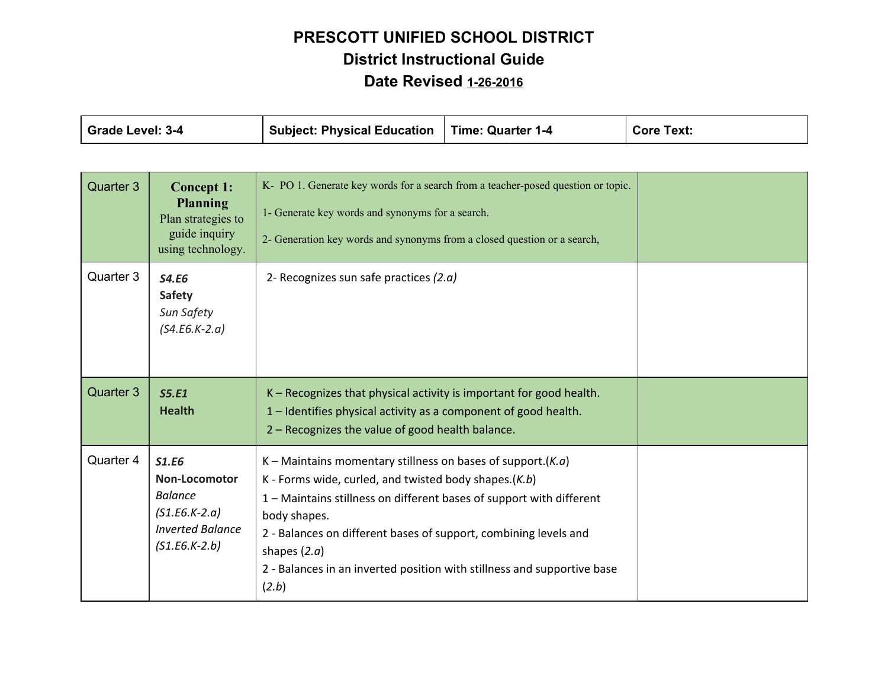# PRESCOTT UNIFIED SCHOOL DISTRICT

## District Instructional Guide

## Date Revised 1-26-2016

| Grade Level: 3-4 | Subject: Physical Education | Time: Quarter 1-4 | Core Text: |
|---|---|---|---|

| | | | |
|---|---|---|---|
| Quarter 3 | **Concept 1: Planning** Plan strategies to guide inquiry using technology. | K- PO 1. Generate key words for a search from a teacher-posed question or topic.<br>1- Generate key words and synonyms for a search.<br>2- Generation key words and synonyms from a closed question or a search, | |
| Quarter 3 | ***S4.E6*** **Safety** *Sun Safety (S4.E6.K-2.a)* | 2- Recognizes sun safe practices *(2.a)* | |
| Quarter 3 | ***S5.E1*** **Health** | K – Recognizes that physical activity is important for good health.<br>1 – Identifies physical activity as a component of good health.<br>2 – Recognizes the value of good health balance. | |
| Quarter 4 | ***S1.E6*** **Non-Locomotor** *Balance (S1.E6.K-2.a)* *Inverted Balance (S1.E6.K-2.b)* | K – Maintains momentary stillness on bases of support.(*K.a*)<br>K - Forms wide, curled, and twisted body shapes.(*K.b*)<br>1 – Maintains stillness on different bases of support with different body shapes.<br>2 - Balances on different bases of support, combining levels and shapes (*2.a*)<br>2 - Balances in an inverted position with stillness and supportive base (*2.b*) | |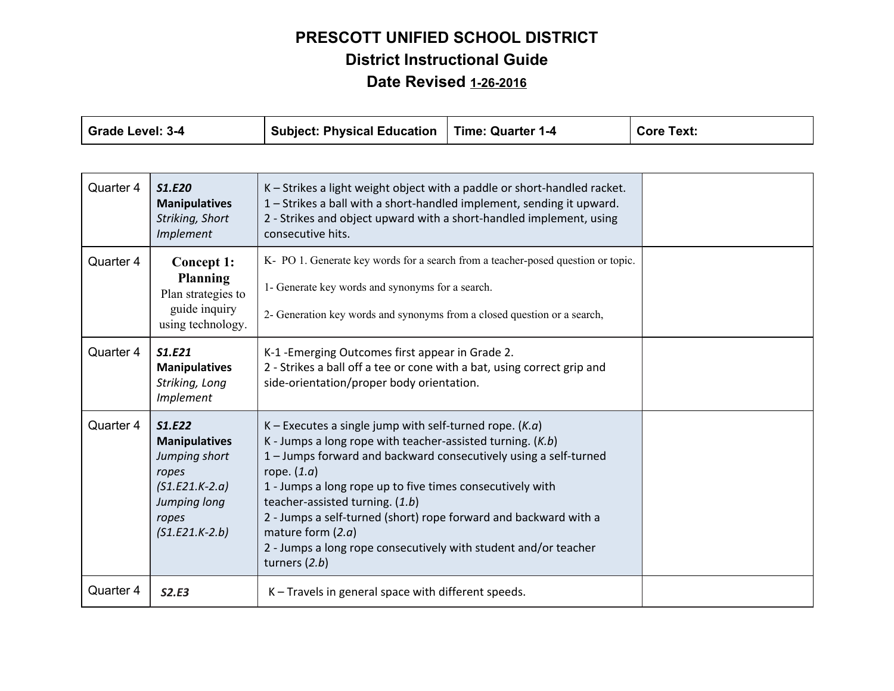# PRESCOTT UNIFIED SCHOOL DISTRICT

## District Instructional Guide

### Date Revised 1-26-2016

| Grade Level: 3-4 | Subject: Physical Education | Time: Quarter 1-4 | Core Text: |
|---|---|---|---|

| | | | |
|---|---|---|---|
| Quarter 4 | ***S1.E20*** **Manipulatives** *Striking, Short Implement* | K – Strikes a light weight object with a paddle or short-handled racket.<br>1 – Strikes a ball with a short-handled implement, sending it upward.<br>2 - Strikes and object upward with a short-handled implement, using consecutive hits. | |
| Quarter 4 | **Concept 1: Planning** Plan strategies to guide inquiry using technology. | K- PO 1. Generate key words for a search from a teacher-posed question or topic.<br><br>1- Generate key words and synonyms for a search.<br><br>2- Generation key words and synonyms from a closed question or a search, | |
| Quarter 4 | ***S1.E21*** **Manipulatives** *Striking, Long Implement* | K-1 -Emerging Outcomes first appear in Grade 2.<br>2 - Strikes a ball off a tee or cone with a bat, using correct grip and side-orientation/proper body orientation. | |
| Quarter 4 | ***S1.E22*** **Manipulatives** *Jumping short ropes (S1.E21.K-2.a) Jumping long ropes (S1.E21.K-2.b)* | K – Executes a single jump with self-turned rope. (*K.a*)<br>K - Jumps a long rope with teacher-assisted turning. (*K.b*)<br>1 – Jumps forward and backward consecutively using a self-turned rope. (*1.a*)<br>1 - Jumps a long rope up to five times consecutively with teacher-assisted turning. (*1.b*)<br>2 - Jumps a self-turned (short) rope forward and backward with a mature form (*2.a*)<br>2 - Jumps a long rope consecutively with student and/or teacher turners (*2.b*) | |
| Quarter 4 | ***S2.E3*** | K – Travels in general space with different speeds. | |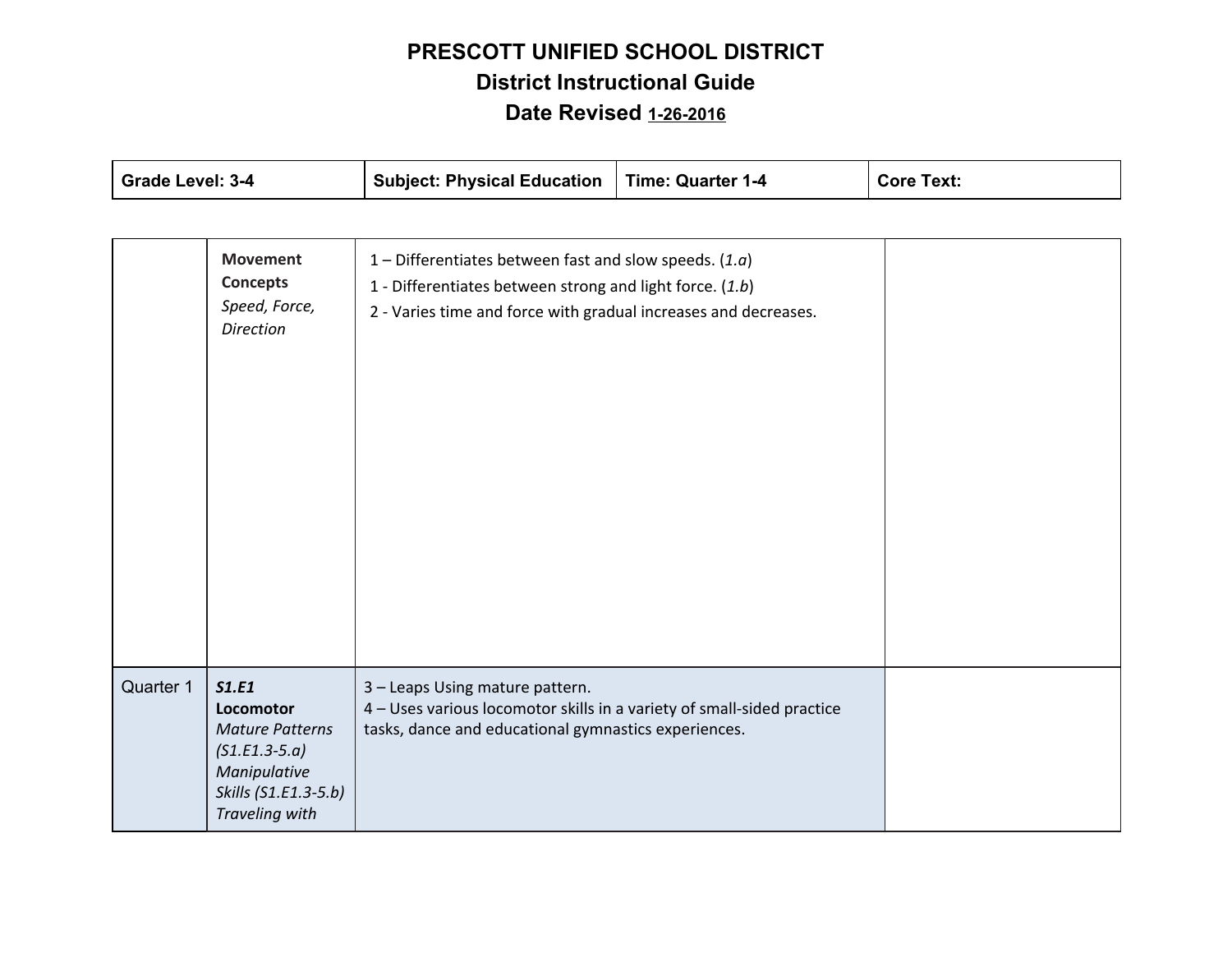# PRESCOTT UNIFIED SCHOOL DISTRICT

## District Instructional Guide

### Date Revised 1-26-2016

| Grade Level: 3-4 | Subject: Physical Education | Time: Quarter 1-4 | Core Text: |
|---|---|---|---|

| | | | |
|---|---|---|---|
| | **Movement Concepts** *Speed, Force, Direction* | 1 – Differentiates between fast and slow speeds. (*1.a*)<br>1 - Differentiates between strong and light force. (*1.b*)<br>2 - Varies time and force with gradual increases and decreases. | |
| Quarter 1 | ***S1.E1*** **Locomotor** *Mature Patterns (S1.E1.3-5.a) Manipulative Skills (S1.E1.3-5.b) Traveling with* | 3 – Leaps Using mature pattern.<br>4 – Uses various locomotor skills in a variety of small-sided practice tasks, dance and educational gymnastics experiences. | |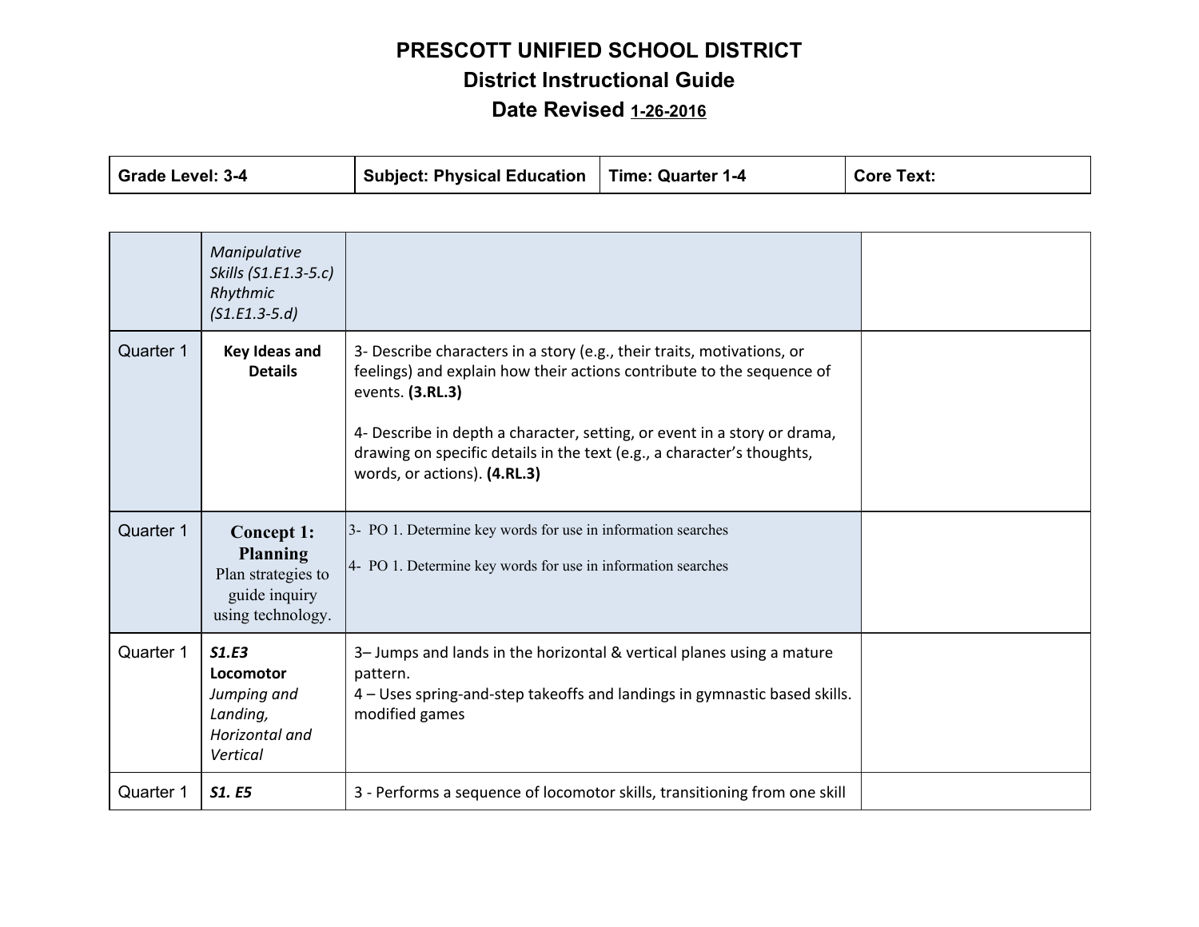**PRESCOTT UNIFIED SCHOOL DISTRICT**
**District Instructional Guide**
**Date Revised 1-26-2016**

| Grade Level: 3-4 | Subject: Physical Education | Time: Quarter 1-4 | Core Text: |
|---|---|---|---|

| | | | |
|---|---|---|---|
| | *Manipulative Skills (S1.E1.3-5.c) Rhythmic (S1.E1.3-5.d)* | | |
| Quarter 1 | **Key Ideas and Details** | 3- Describe characters in a story (e.g., their traits, motivations, or feelings) and explain how their actions contribute to the sequence of events. **(3.RL.3)**<br><br>4- Describe in depth a character, setting, or event in a story or drama, drawing on specific details in the text (e.g., a character's thoughts, words, or actions). **(4.RL.3)** | |
| Quarter 1 | **Concept 1: Planning** Plan strategies to guide inquiry using technology. | 3- PO 1. Determine key words for use in information searches<br><br>4- PO 1. Determine key words for use in information searches | |
| Quarter 1 | ***S1.E3*** **Locomotor** *Jumping and Landing, Horizontal and Vertical* | 3– Jumps and lands in the horizontal & vertical planes using a mature pattern.<br>4 – Uses spring-and-step takeoffs and landings in gymnastic based skills. modified games | |
| Quarter 1 | ***S1. E5*** | 3 - Performs a sequence of locomotor skills, transitioning from one skill | |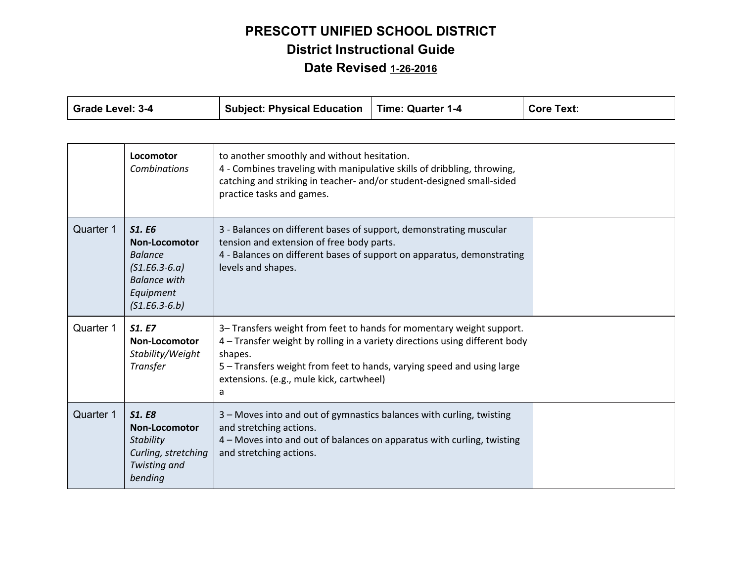# PRESCOTT UNIFIED SCHOOL DISTRICT

## District Instructional Guide

## Date Revised 1-26-2016

| Grade Level: 3-4 | Subject: Physical Education | Time: Quarter 1-4 | Core Text: |
|---|---|---|---|

| | | | |
|---|---|---|---|
| | **Locomotor** *Combinations* | to another smoothly and without hesitation.<br>4 - Combines traveling with manipulative skills of dribbling, throwing, catching and striking in teacher- and/or student-designed small-sided practice tasks and games. | |
| Quarter 1 | ***S1. E6*** **Non-Locomotor** *Balance (S1.E6.3-6.a) Balance with Equipment (S1.E6.3-6.b)* | 3 - Balances on different bases of support, demonstrating muscular tension and extension of free body parts.<br>4 - Balances on different bases of support on apparatus, demonstrating levels and shapes. | |
| Quarter 1 | ***S1. E7*** **Non-Locomotor** *Stability/Weight Transfer* | 3– Transfers weight from feet to hands for momentary weight support.<br>4 – Transfer weight by rolling in a variety directions using different body shapes.<br>5 – Transfers weight from feet to hands, varying speed and using large extensions. (e.g., mule kick, cartwheel)<br>a | |
| Quarter 1 | ***S1. E8*** **Non-Locomotor** *Stability Curling, stretching Twisting and bending* | 3 – Moves into and out of gymnastics balances with curling, twisting and stretching actions.<br>4 – Moves into and out of balances on apparatus with curling, twisting and stretching actions. | |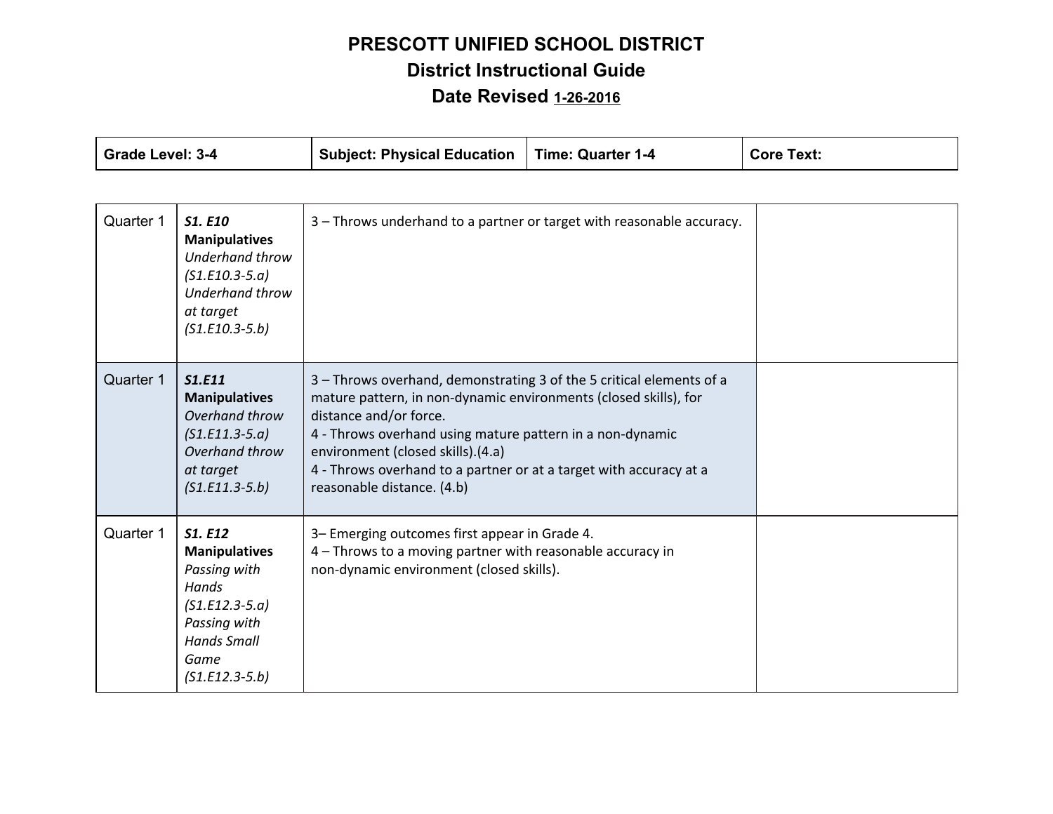# PRESCOTT UNIFIED SCHOOL DISTRICT
## District Instructional Guide
### Date Revised 1-26-2016

| Grade Level: 3-4 | Subject: Physical Education | Time: Quarter 1-4 | Core Text: |
|---|---|---|---|

| | | | |
|---|---|---|---|
| Quarter 1 | ***S1. E10*** **Manipulatives** *Underhand throw (S1.E10.3-5.a)* *Underhand throw at target (S1.E10.3-5.b)* | 3 – Throws underhand to a partner or target with reasonable accuracy. | |
| Quarter 1 | ***S1.E11*** **Manipulatives** *Overhand throw (S1.E11.3-5.a)* *Overhand throw at target (S1.E11.3-5.b)* | 3 – Throws overhand, demonstrating 3 of the 5 critical elements of a mature pattern, in non-dynamic environments (closed skills), for distance and/or force.<br>4 - Throws overhand using mature pattern in a non-dynamic environment (closed skills).(4.a)<br>4 - Throws overhand to a partner or at a target with accuracy at a reasonable distance. (4.b) | |
| Quarter 1 | ***S1. E12*** **Manipulatives** *Passing with Hands (S1.E12.3-5.a)* *Passing with Hands Small Game (S1.E12.3-5.b)* | 3– Emerging outcomes first appear in Grade 4.<br>4 – Throws to a moving partner with reasonable accuracy in non-dynamic environment (closed skills). | |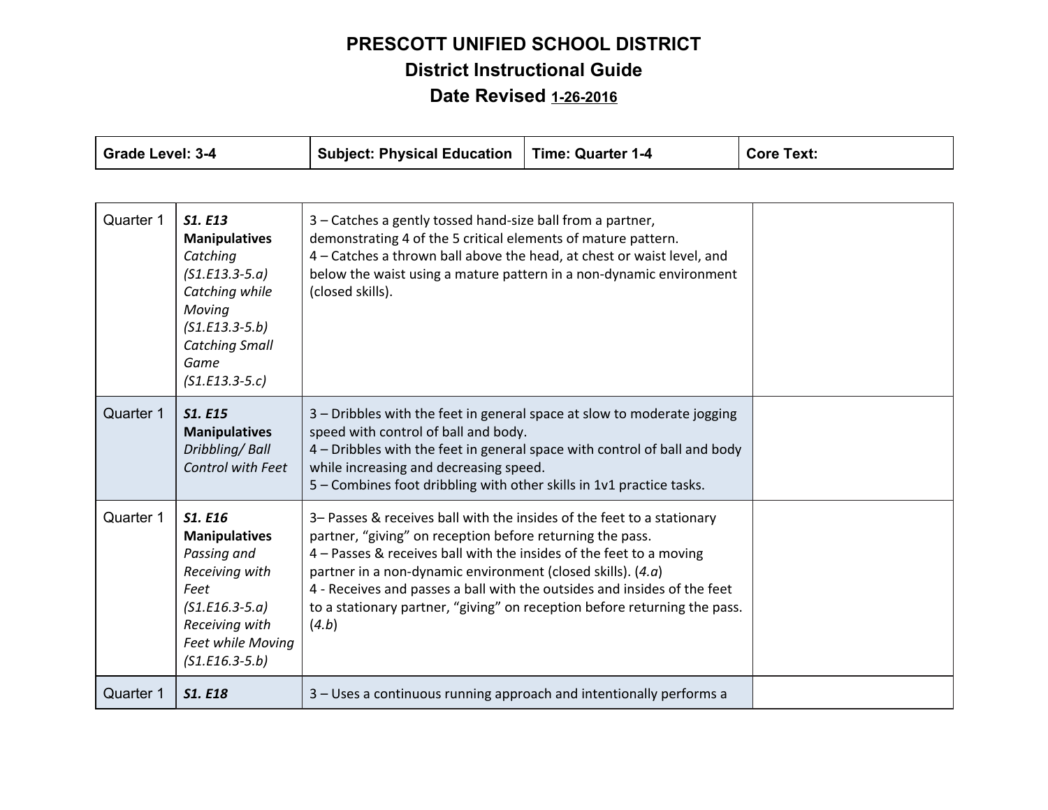# PRESCOTT UNIFIED SCHOOL DISTRICT

## District Instructional Guide

## Date Revised 1-26-2016

| Grade Level: 3-4 | Subject: Physical Education | Time: Quarter 1-4 | Core Text: |
|---|---|---|---|

| | | | |
|---|---|---|---|
| Quarter 1 | ***S1. E13*** **Manipulatives** *Catching (S1.E13.3-5.a) Catching while Moving (S1.E13.3-5.b) Catching Small Game (S1.E13.3-5.c)* | 3 – Catches a gently tossed hand-size ball from a partner, demonstrating 4 of the 5 critical elements of mature pattern.<br>4 – Catches a thrown ball above the head, at chest or waist level, and below the waist using a mature pattern in a non-dynamic environment (closed skills). | |
| Quarter 1 | ***S1. E15*** **Manipulatives** *Dribbling/ Ball Control with Feet* | 3 – Dribbles with the feet in general space at slow to moderate jogging speed with control of ball and body.<br>4 – Dribbles with the feet in general space with control of ball and body while increasing and decreasing speed.<br>5 – Combines foot dribbling with other skills in 1v1 practice tasks. | |
| Quarter 1 | ***S1. E16*** **Manipulatives** *Passing and Receiving with Feet (S1.E16.3-5.a) Receiving with Feet while Moving (S1.E16.3-5.b)* | 3– Passes & receives ball with the insides of the feet to a stationary partner, "giving" on reception before returning the pass.<br>4 – Passes & receives ball with the insides of the feet to a moving partner in a non-dynamic environment (closed skills). (*4.a*)<br>4 - Receives and passes a ball with the outsides and insides of the feet to a stationary partner, "giving" on reception before returning the pass. (*4.b*) | |
| Quarter 1 | ***S1. E18*** | 3 – Uses a continuous running approach and intentionally performs a | |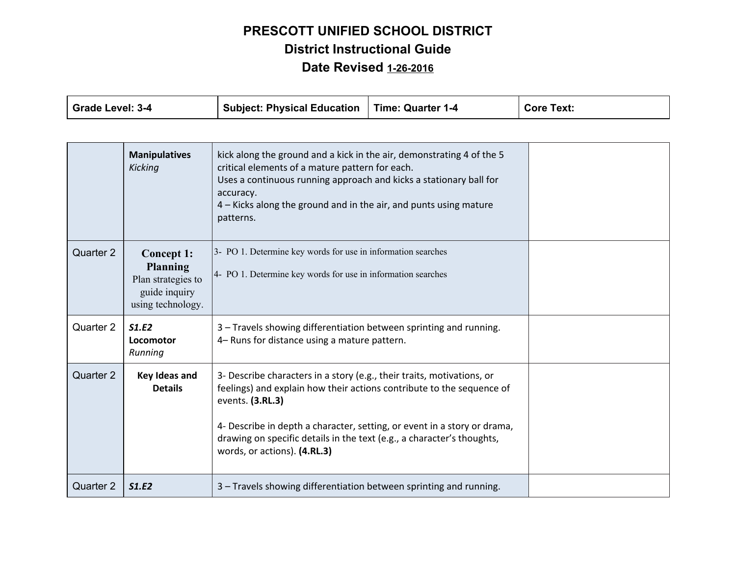# PRESCOTT UNIFIED SCHOOL DISTRICT

## District Instructional Guide

### Date Revised 1-26-2016

| Grade Level: 3-4 | Subject: Physical Education | Time: Quarter 1-4 | Core Text: |
|---|---|---|---|

| | | | |
|---|---|---|---|
| | **Manipulatives** *Kicking* | kick along the ground and a kick in the air, demonstrating 4 of the 5 critical elements of a mature pattern for each.<br>Uses a continuous running approach and kicks a stationary ball for accuracy.<br>4 – Kicks along the ground and in the air, and punts using mature patterns. | |
| Quarter 2 | **Concept 1: Planning** Plan strategies to guide inquiry using technology. | 3- PO 1. Determine key words for use in information searches<br><br>4- PO 1. Determine key words for use in information searches | |
| Quarter 2 | ***S1.E2*** **Locomotor** *Running* | 3 – Travels showing differentiation between sprinting and running.<br>4– Runs for distance using a mature pattern. | |
| Quarter 2 | **Key Ideas and Details** | 3- Describe characters in a story (e.g., their traits, motivations, or feelings) and explain how their actions contribute to the sequence of events. **(3.RL.3)**<br><br>4- Describe in depth a character, setting, or event in a story or drama, drawing on specific details in the text (e.g., a character's thoughts, words, or actions). **(4.RL.3)** | |
| Quarter 2 | ***S1.E2*** | 3 – Travels showing differentiation between sprinting and running. | |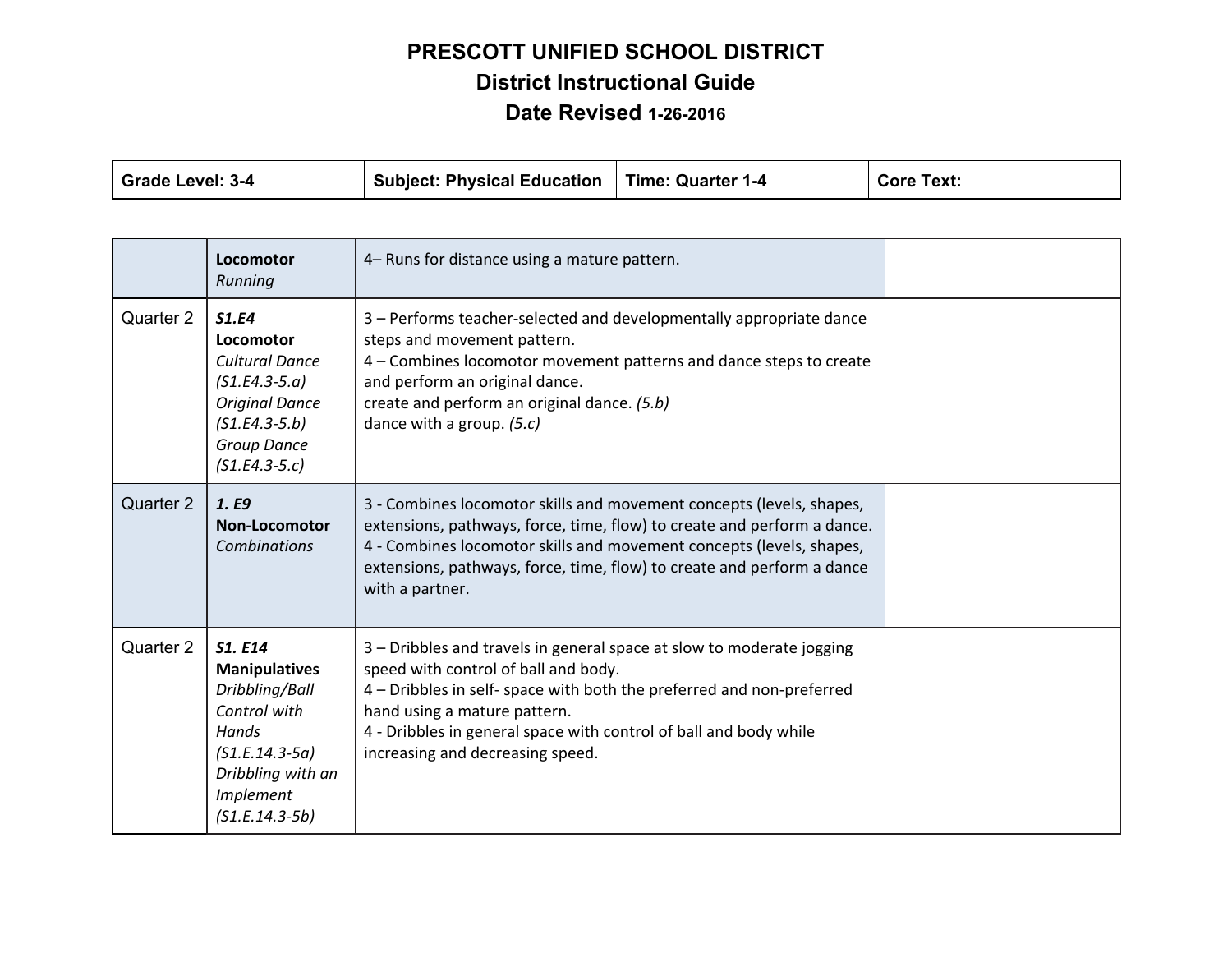# PRESCOTT UNIFIED SCHOOL DISTRICT

## District Instructional Guide

## Date Revised 1-26-2016

| Grade Level: 3-4 | Subject: Physical Education | Time: Quarter 1-4 | Core Text: |
|---|---|---|---|

| | | | |
|---|---|---|---|
| | **Locomotor**<br>*Running* | 4– Runs for distance using a mature pattern. | |
| Quarter 2 | ***S1.E4***<br>**Locomotor**<br>*Cultural Dance (S1.E4.3-5.a)*<br>*Original Dance (S1.E4.3-5.b)*<br>*Group Dance (S1.E4.3-5.c)* | 3 – Performs teacher-selected and developmentally appropriate dance steps and movement pattern.<br>4 – Combines locomotor movement patterns and dance steps to create and perform an original dance.<br>create and perform an original dance. *(5.b)*<br>dance with a group. *(5.c)* | |
| Quarter 2 | ***1. E9***<br>**Non-Locomotor**<br>*Combinations* | 3 - Combines locomotor skills and movement concepts (levels, shapes, extensions, pathways, force, time, flow) to create and perform a dance.<br>4 - Combines locomotor skills and movement concepts (levels, shapes, extensions, pathways, force, time, flow) to create and perform a dance with a partner. | |
| Quarter 2 | ***S1. E14***<br>**Manipulatives**<br>*Dribbling/Ball Control with Hands (S1.E.14.3-5a)*<br>*Dribbling with an Implement (S1.E.14.3-5b)* | 3 – Dribbles and travels in general space at slow to moderate jogging speed with control of ball and body.<br>4 – Dribbles in self- space with both the preferred and non-preferred hand using a mature pattern.<br>4 - Dribbles in general space with control of ball and body while increasing and decreasing speed. | |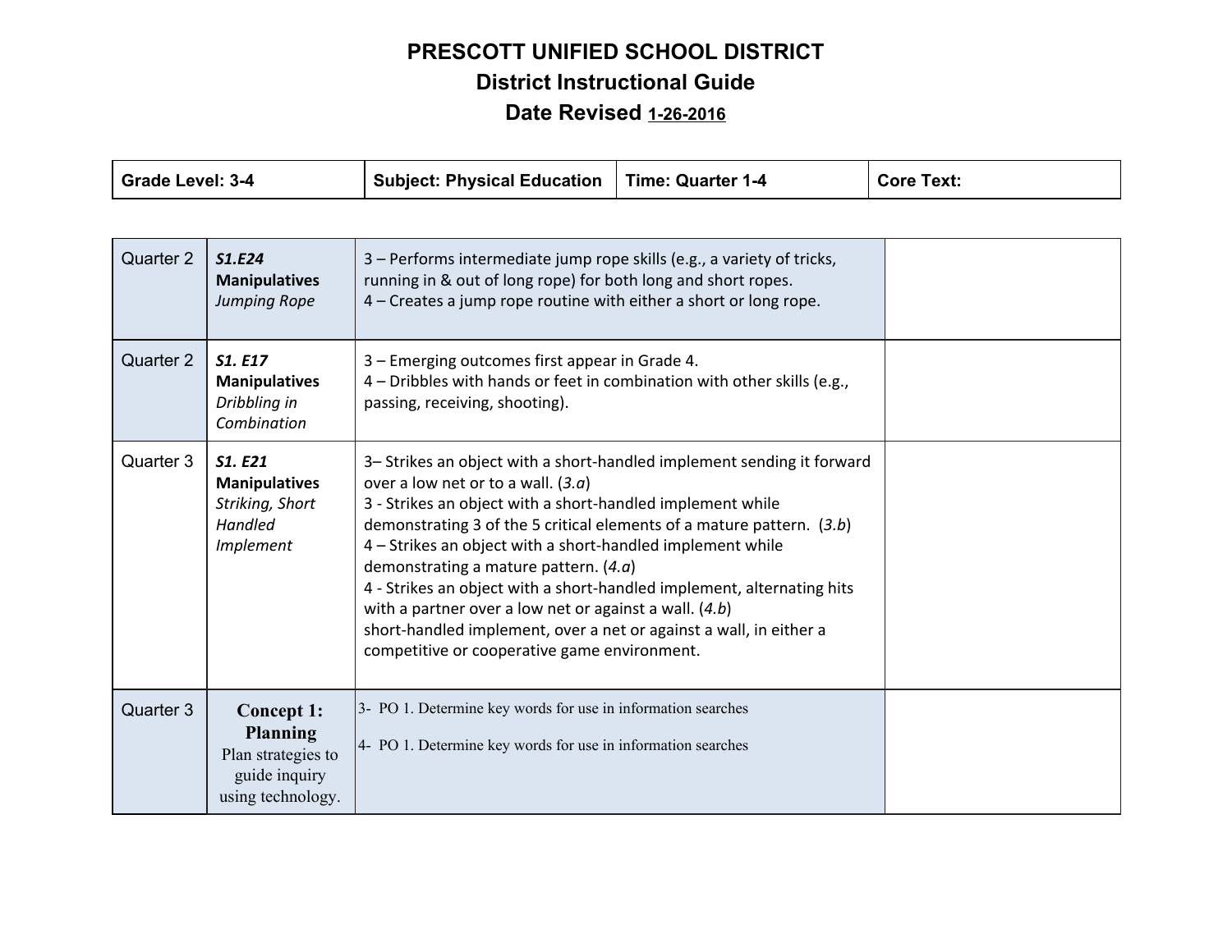# PRESCOTT UNIFIED SCHOOL DISTRICT
## District Instructional Guide
## Date Revised 1-26-2016

| Grade Level: 3-4 | Subject: Physical Education | Time: Quarter 1-4 | Core Text: |
|---|---|---|---|

| | | | |
|---|---|---|---|
| Quarter 2 | ***S1.E24*** **Manipulatives** *Jumping Rope* | 3 – Performs intermediate jump rope skills (e.g., a variety of tricks, running in & out of long rope) for both long and short ropes.<br>4 – Creates a jump rope routine with either a short or long rope. | |
| Quarter 2 | ***S1. E17*** **Manipulatives** *Dribbling in Combination* | 3 – Emerging outcomes first appear in Grade 4.<br>4 – Dribbles with hands or feet in combination with other skills (e.g., passing, receiving, shooting). | |
| Quarter 3 | ***S1. E21*** **Manipulatives** *Striking, Short Handled Implement* | 3– Strikes an object with a short-handled implement sending it forward over a low net or to a wall. (*3.a*)<br>3 - Strikes an object with a short-handled implement while demonstrating 3 of the 5 critical elements of a mature pattern. (*3.b*)<br>4 – Strikes an object with a short-handled implement while demonstrating a mature pattern. (*4.a*)<br>4 - Strikes an object with a short-handled implement, alternating hits with a partner over a low net or against a wall. (*4.b*)<br>short-handled implement, over a net or against a wall, in either a competitive or cooperative game environment. | |
| Quarter 3 | **Concept 1: Planning** Plan strategies to guide inquiry using technology. | 3- PO 1. Determine key words for use in information searches<br>4- PO 1. Determine key words for use in information searches | |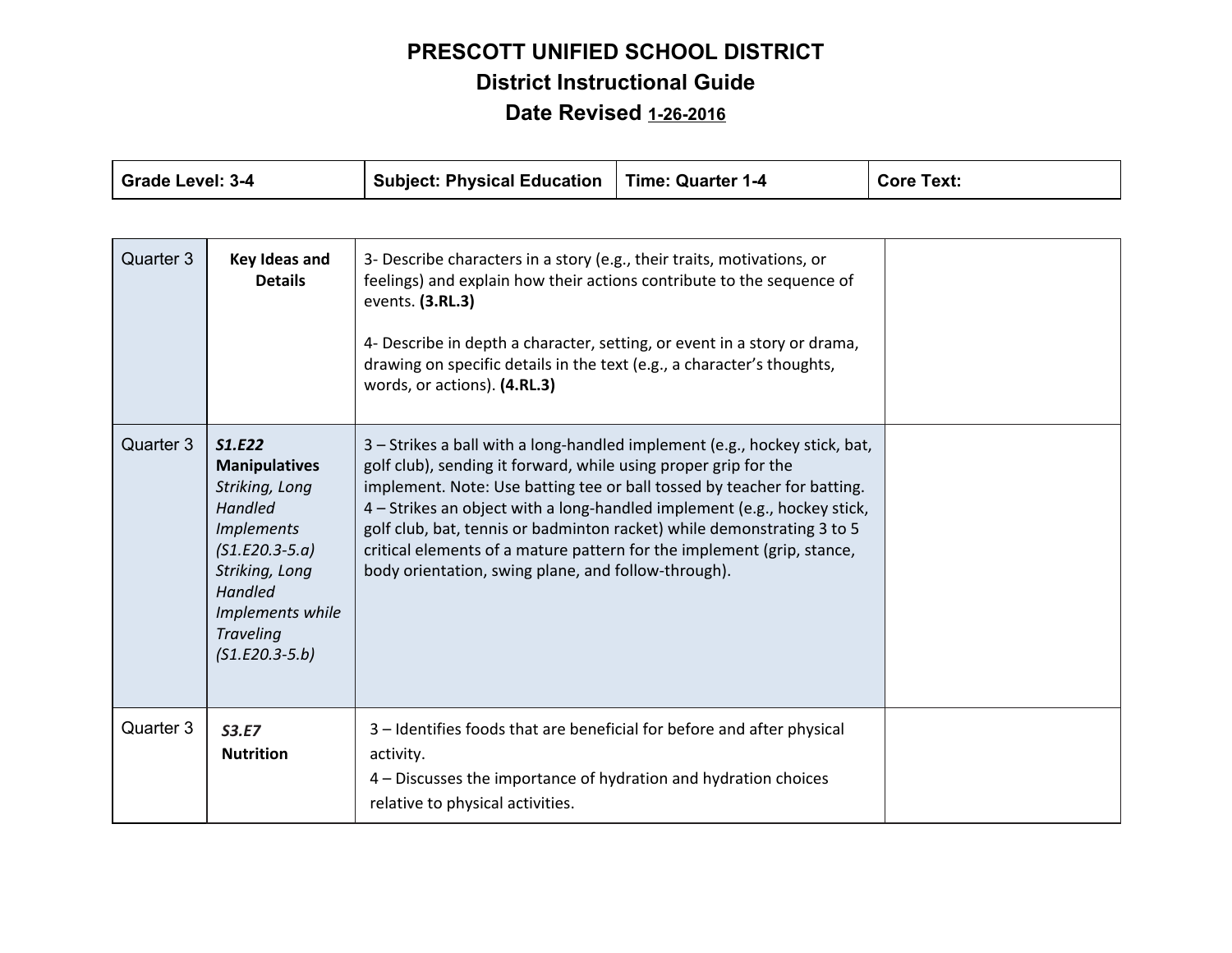# PRESCOTT UNIFIED SCHOOL DISTRICT
## District Instructional Guide
## Date Revised 1-26-2016

| Grade Level: 3-4 | Subject: Physical Education | Time: Quarter 1-4 | Core Text: |
|---|---|---|---|

| | | | |
|---|---|---|---|
| Quarter 3 | **Key Ideas and Details** | 3- Describe characters in a story (e.g., their traits, motivations, or feelings) and explain how their actions contribute to the sequence of events. **(3.RL.3)**<br><br>4- Describe in depth a character, setting, or event in a story or drama, drawing on specific details in the text (e.g., a character's thoughts, words, or actions). **(4.RL.3)** | |
| Quarter 3 | ***S1.E22*** **Manipulatives** *Striking, Long Handled Implements (S1.E20.3-5.a) Striking, Long Handled Implements while Traveling (S1.E20.3-5.b)* | 3 – Strikes a ball with a long-handled implement (e.g., hockey stick, bat, golf club), sending it forward, while using proper grip for the implement. Note: Use batting tee or ball tossed by teacher for batting.<br>4 – Strikes an object with a long-handled implement (e.g., hockey stick, golf club, bat, tennis or badminton racket) while demonstrating 3 to 5 critical elements of a mature pattern for the implement (grip, stance, body orientation, swing plane, and follow-through). | |
| Quarter 3 | ***S3.E7*** **Nutrition** | 3 – Identifies foods that are beneficial for before and after physical activity.<br>4 – Discusses the importance of hydration and hydration choices relative to physical activities. | |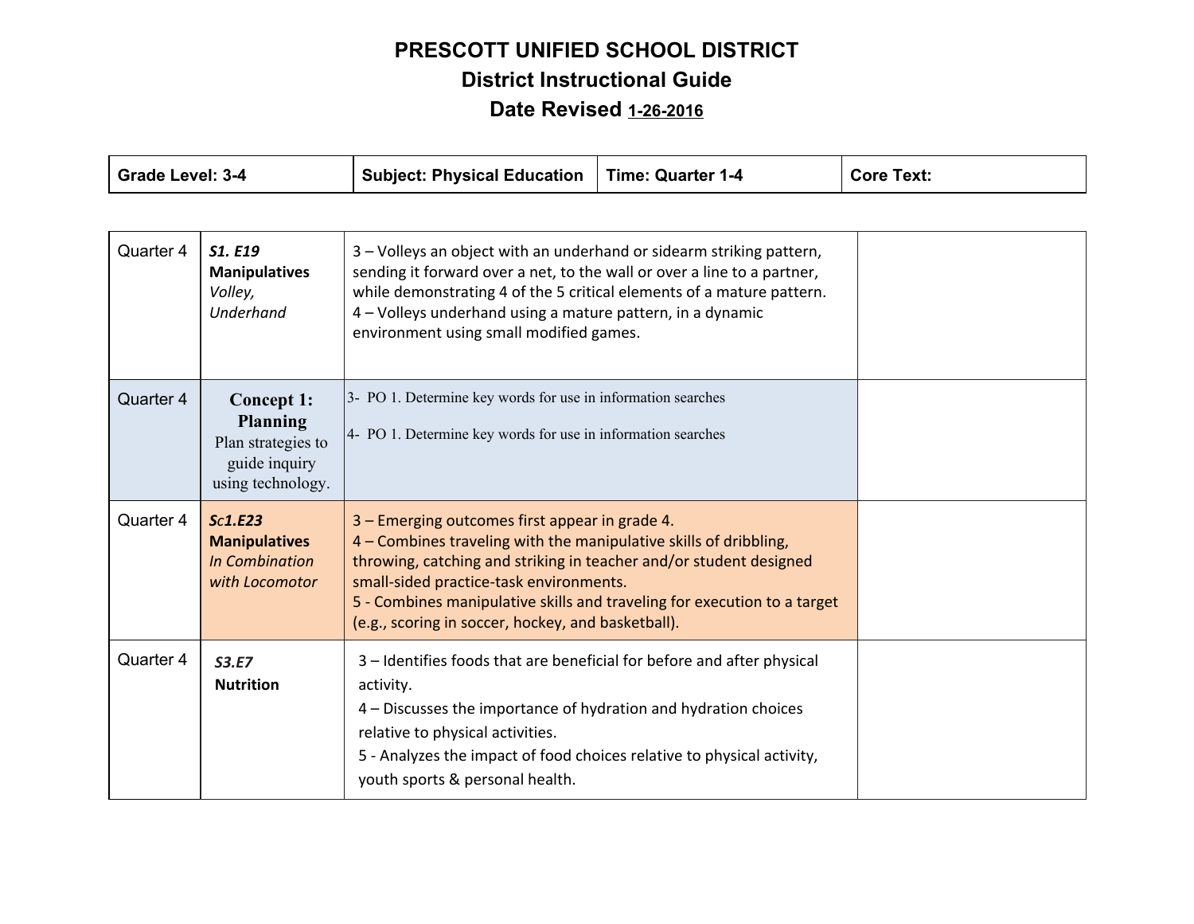# PRESCOTT UNIFIED SCHOOL DISTRICT

## District Instructional Guide

## Date Revised 1-26-2016

| Grade Level: 3-4 | Subject: Physical Education | Time: Quarter 1-4 | Core Text: |
|---|---|---|---|

| | | | |
|---|---|---|---|
| Quarter 4 | ***S1. E19*** **Manipulatives** *Volley, Underhand* | 3 – Volleys an object with an underhand or sidearm striking pattern, sending it forward over a net, to the wall or over a line to a partner, while demonstrating 4 of the 5 critical elements of a mature pattern.<br>4 – Volleys underhand using a mature pattern, in a dynamic environment using small modified games. | |
| Quarter 4 | **Concept 1: Planning** Plan strategies to guide inquiry using technology. | 3- PO 1. Determine key words for use in information searches<br>4- PO 1. Determine key words for use in information searches | |
| Quarter 4 | ***Sc1.E23*** **Manipulatives** *In Combination with Locomotor* | 3 – Emerging outcomes first appear in grade 4.<br>4 – Combines traveling with the manipulative skills of dribbling, throwing, catching and striking in teacher and/or student designed small-sided practice-task environments.<br>5 - Combines manipulative skills and traveling for execution to a target (e.g., scoring in soccer, hockey, and basketball). | |
| Quarter 4 | ***S3.E7*** **Nutrition** | 3 – Identifies foods that are beneficial for before and after physical activity.<br>4 – Discusses the importance of hydration and hydration choices relative to physical activities.<br>5 - Analyzes the impact of food choices relative to physical activity, youth sports & personal health. | |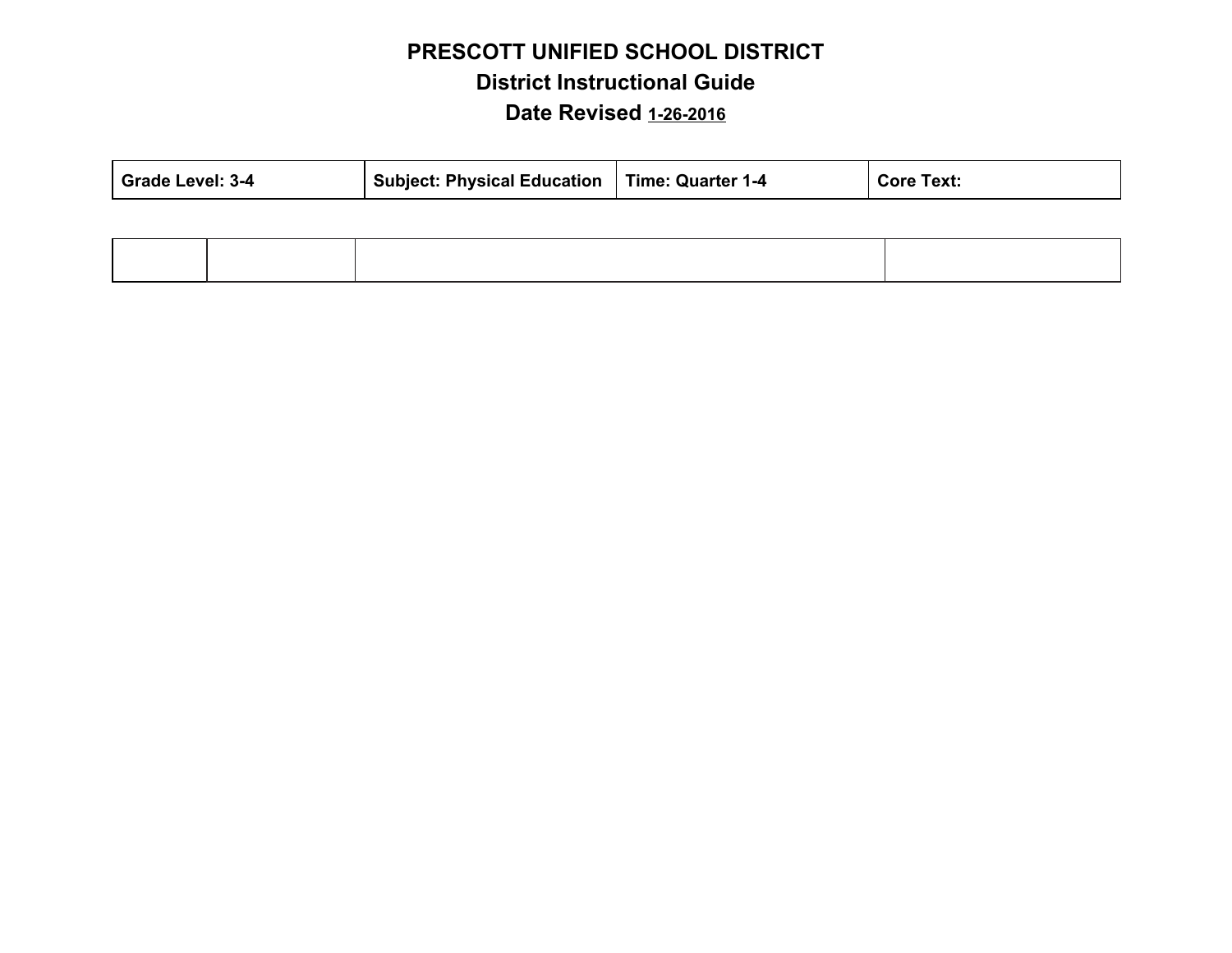**PRESCOTT UNIFIED SCHOOL DISTRICT**

**District Instructional Guide**

**Date Revised 1-26-2016**

| Grade Level: 3-4 | Subject: Physical Education | Time: Quarter 1-4 | Core Text: |
|---|---|---|---|

| | | | |
|---|---|---|---|
| | | | |